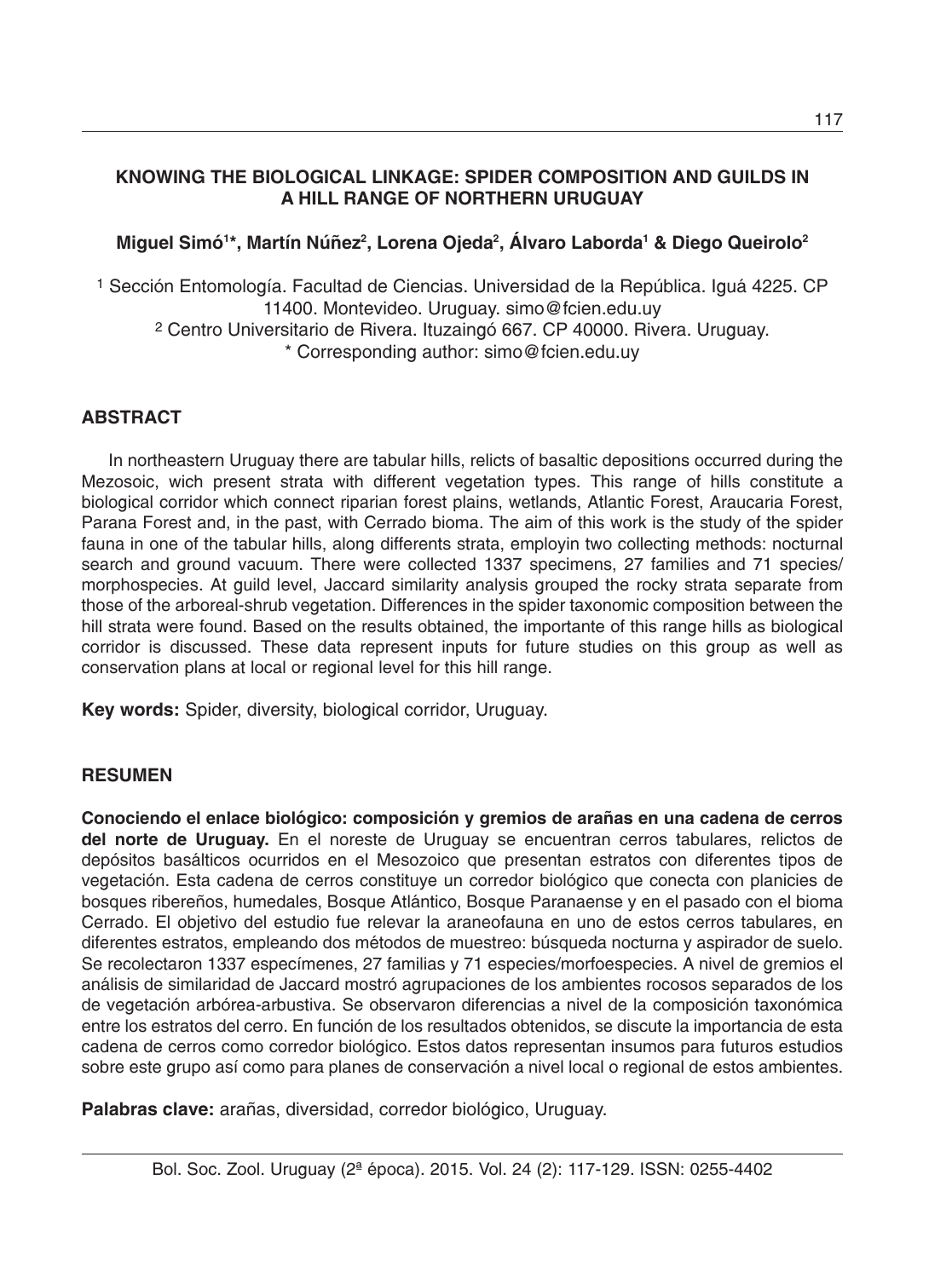# KNOWING THE BIOLOGICAL LINKAGE: SPIDER COMPOSITION AND GUILDS IN A HILL RANGE OF NORTHERN URUGUAY

**Miguel Simó[1]*, Martín Núñez[2], Lorena Ojeda[2], Álvaro Laborda[1] & Diego Queirolo[2]**

[1] Sección Entomología. Facultad de Ciencias. Universidad de la República. Iguá 4225. CP 11400. Montevideo. Uruguay. simo@fcien.edu.uy
[2] Centro Universitario de Rivera. Ituzaingó 667. CP 40000. Rivera. Uruguay.
* Corresponding author: simo@fcien.edu.uy

## ABSTRACT

In northeastern Uruguay there are tabular hills, relicts of basaltic depositions occurred during the Mezosoic, wich present strata with different vegetation types. This range of hills constitute a biological corridor which connect riparian forest plains, wetlands, Atlantic Forest, Araucaria Forest, Parana Forest and, in the past, with Cerrado bioma. The aim of this work is the study of the spider fauna in one of the tabular hills, along differents strata, employin two collecting methods: nocturnal search and ground vacuum. There were collected 1337 specimens, 27 families and 71 species/morphospecies. At guild level, Jaccard similarity analysis grouped the rocky strata separate from those of the arboreal-shrub vegetation. Differences in the spider taxonomic composition between the hill strata were found. Based on the results obtained, the importante of this range hills as biological corridor is discussed. These data represent inputs for future studies on this group as well as conservation plans at local or regional level for this hill range.

**Key words:** Spider, diversity, biological corridor, Uruguay.

## RESUMEN

**Conociendo el enlace biológico: composición y gremios de arañas en una cadena de cerros del norte de Uruguay.** En el noreste de Uruguay se encuentran cerros tabulares, relictos de depósitos basálticos ocurridos en el Mesozoico que presentan estratos con diferentes tipos de vegetación. Esta cadena de cerros constituye un corredor biológico que conecta con planicies de bosques ribereños, humedales, Bosque Atlántico, Bosque Paranaense y en el pasado con el bioma Cerrado. El objetivo del estudio fue relevar la araneofauna en uno de estos cerros tabulares, en diferentes estratos, empleando dos métodos de muestreo: búsqueda nocturna y aspirador de suelo. Se recolectaron 1337 especímenes, 27 familias y 71 especies/morfoespecies. A nivel de gremios el análisis de similaridad de Jaccard mostró agrupaciones de los ambientes rocosos separados de los de vegetación arbórea-arbustiva. Se observaron diferencias a nivel de la composición taxonómica entre los estratos del cerro. En función de los resultados obtenidos, se discute la importancia de esta cadena de cerros como corredor biológico. Estos datos representan insumos para futuros estudios sobre este grupo así como para planes de conservación a nivel local o regional de estos ambientes.

**Palabras clave:** arañas, diversidad, corredor biológico, Uruguay.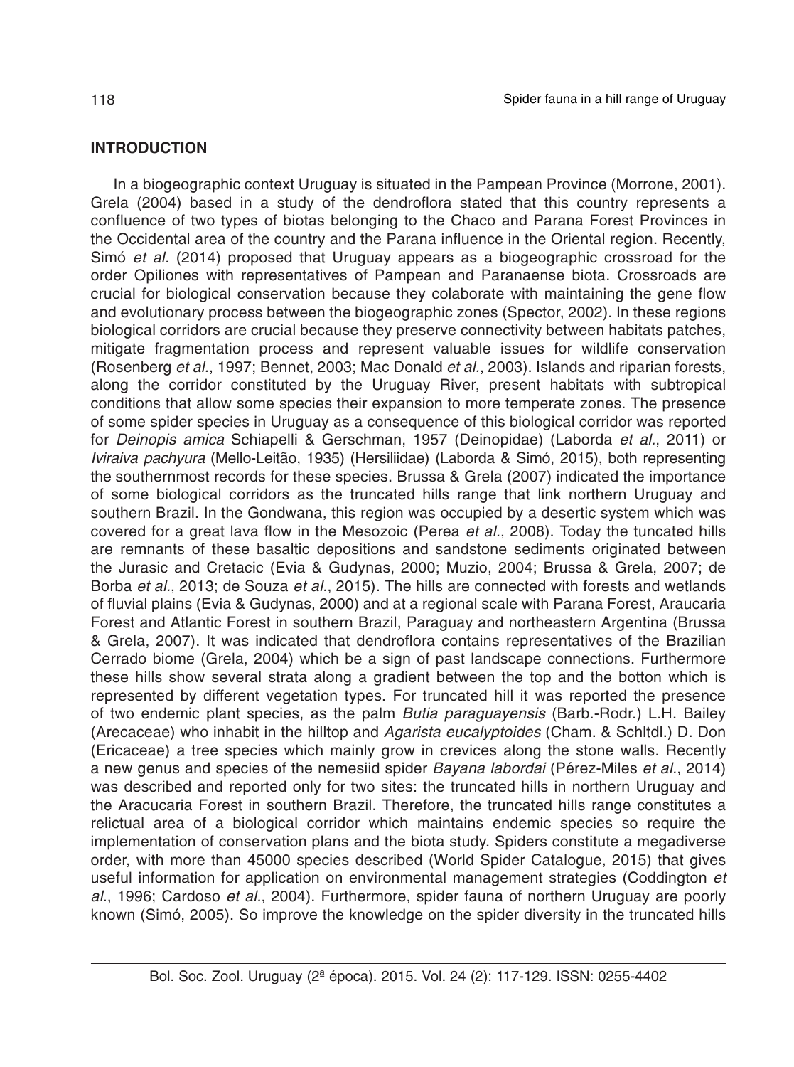## INTRODUCTION

In a biogeographic context Uruguay is situated in the Pampean Province (Morrone, 2001). Grela (2004) based in a study of the dendroflora stated that this country represents a confluence of two types of biotas belonging to the Chaco and Parana Forest Provinces in the Occidental area of the country and the Parana influence in the Oriental region. Recently, Simó *et al.* (2014) proposed that Uruguay appears as a biogeographic crossroad for the order Opiliones with representatives of Pampean and Paranaense biota. Crossroads are crucial for biological conservation because they colaborate with maintaining the gene flow and evolutionary process between the biogeographic zones (Spector, 2002). In these regions biological corridors are crucial because they preserve connectivity between habitats patches, mitigate fragmentation process and represent valuable issues for wildlife conservation (Rosenberg *et al.*, 1997; Bennet, 2003; Mac Donald *et al.*, 2003). Islands and riparian forests, along the corridor constituted by the Uruguay River, present habitats with subtropical conditions that allow some species their expansion to more temperate zones. The presence of some spider species in Uruguay as a consequence of this biological corridor was reported for *Deinopis amica* Schiapelli & Gerschman, 1957 (Deinopidae) (Laborda *et al.*, 2011) or *Iviraiva pachyura* (Mello-Leitão, 1935) (Hersiliidae) (Laborda & Simó, 2015), both representing the southernmost records for these species. Brussa & Grela (2007) indicated the importance of some biological corridors as the truncated hills range that link northern Uruguay and southern Brazil. In the Gondwana, this region was occupied by a desertic system which was covered for a great lava flow in the Mesozoic (Perea *et al.*, 2008). Today the tuncated hills are remnants of these basaltic depositions and sandstone sediments originated between the Jurasic and Cretacic (Evia & Gudynas, 2000; Muzio, 2004; Brussa & Grela, 2007; de Borba *et al.*, 2013; de Souza *et al.*, 2015). The hills are connected with forests and wetlands of fluvial plains (Evia & Gudynas, 2000) and at a regional scale with Parana Forest, Araucaria Forest and Atlantic Forest in southern Brazil, Paraguay and northeastern Argentina (Brussa & Grela, 2007). It was indicated that dendroflora contains representatives of the Brazilian Cerrado biome (Grela, 2004) which be a sign of past landscape connections. Furthermore these hills show several strata along a gradient between the top and the botton which is represented by different vegetation types. For truncated hill it was reported the presence of two endemic plant species, as the palm *Butia paraguayensis* (Barb.-Rodr.) L.H. Bailey (Arecaceae) who inhabit in the hilltop and *Agarista eucalyptoides* (Cham. & Schltdl.) D. Don (Ericaceae) a tree species which mainly grow in crevices along the stone walls. Recently a new genus and species of the nemesiid spider *Bayana labordai* (Pérez-Miles *et al.*, 2014) was described and reported only for two sites: the truncated hills in northern Uruguay and the Aracucaria Forest in southern Brazil. Therefore, the truncated hills range constitutes a relictual area of a biological corridor which maintains endemic species so require the implementation of conservation plans and the biota study. Spiders constitute a megadiverse order, with more than 45000 species described (World Spider Catalogue, 2015) that gives useful information for application on environmental management strategies (Coddington *et al.*, 1996; Cardoso *et al.*, 2004). Furthermore, spider fauna of northern Uruguay are poorly known (Simó, 2005). So improve the knowledge on the spider diversity in the truncated hills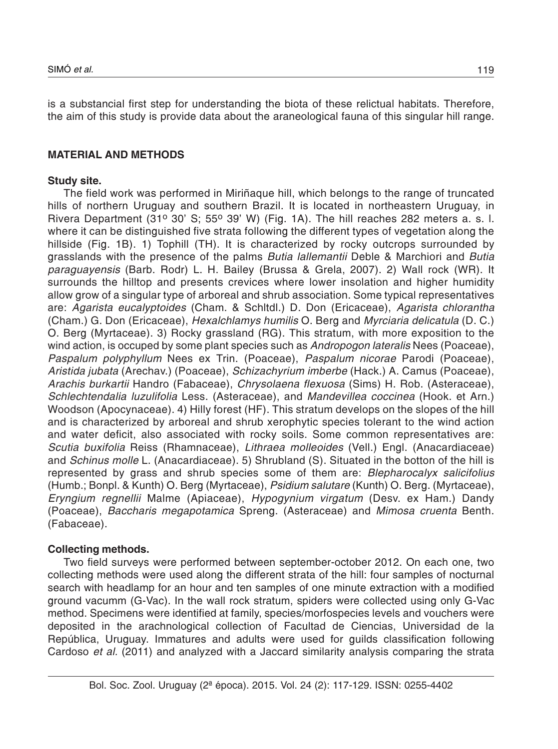is a substancial first step for understanding the biota of these relictual habitats. Therefore, the aim of this study is provide data about the araneological fauna of this singular hill range.

## MATERIAL AND METHODS

### Study site.

The field work was performed in Miriñaque hill, which belongs to the range of truncated hills of northern Uruguay and southern Brazil. It is located in northeastern Uruguay, in Rivera Department (31º 30' S; 55º 39' W) (Fig. 1A). The hill reaches 282 meters a. s. l. where it can be distinguished five strata following the different types of vegetation along the hillside (Fig. 1B). 1) Tophill (TH). It is characterized by rocky outcrops surrounded by grasslands with the presence of the palms *Butia lallemantii* Deble & Marchiori and *Butia paraguayensis* (Barb. Rodr) L. H. Bailey (Brussa & Grela, 2007). 2) Wall rock (WR). It surrounds the hilltop and presents crevices where lower insolation and higher humidity allow grow of a singular type of arboreal and shrub association. Some typical representatives are: *Agarista eucalyptoides* (Cham. & Schltdl.) D. Don (Ericaceae), *Agarista chlorantha* (Cham.) G. Don (Ericaceae), *Hexalchlamys humilis* O. Berg and *Myrciaria delicatula* (D. C.) O. Berg (Myrtaceae). 3) Rocky grassland (RG). This stratum, with more exposition to the wind action, is occuped by some plant species such as *Andropogon lateralis* Nees (Poaceae), *Paspalum polyphyllum* Nees ex Trin. (Poaceae), *Paspalum nicorae* Parodi (Poaceae), *Aristida jubata* (Arechav.) (Poaceae), *Schizachyrium imberbe* (Hack.) A. Camus (Poaceae), *Arachis burkartii* Handro (Fabaceae), *Chrysolaena flexuosa* (Sims) H. Rob. (Asteraceae), *Schlechtendalia luzulifolia* Less. (Asteraceae), and *Mandevillea coccinea* (Hook. et Arn.) Woodson (Apocynaceae). 4) Hilly forest (HF). This stratum develops on the slopes of the hill and is characterized by arboreal and shrub xerophytic species tolerant to the wind action and water deficit, also associated with rocky soils. Some common representatives are: *Scutia buxifolia* Reiss (Rhamnaceae), *Lithraea molleoides* (Vell.) Engl. (Anacardiaceae) and *Schinus molle* L. (Anacardiaceae). 5) Shrubland (S). Situated in the botton of the hill is represented by grass and shrub species some of them are: *Blepharocalyx salicifolius* (Humb.; Bonpl. & Kunth) O. Berg (Myrtaceae), *Psidium salutare* (Kunth) O. Berg. (Myrtaceae), *Eryngium regnellii* Malme (Apiaceae), *Hypogynium virgatum* (Desv. ex Ham.) Dandy (Poaceae), *Baccharis megapotamica* Spreng. (Asteraceae) and *Mimosa cruenta* Benth. (Fabaceae).

### Collecting methods.

Two field surveys were performed between september-october 2012. On each one, two collecting methods were used along the different strata of the hill: four samples of nocturnal search with headlamp for an hour and ten samples of one minute extraction with a modified ground vacumm (G-Vac). In the wall rock stratum, spiders were collected using only G-Vac method. Specimens were identified at family, species/morfospecies levels and vouchers were deposited in the arachnological collection of Facultad de Ciencias, Universidad de la República, Uruguay. Immatures and adults were used for guilds classification following Cardoso *et al.* (2011) and analyzed with a Jaccard similarity analysis comparing the strata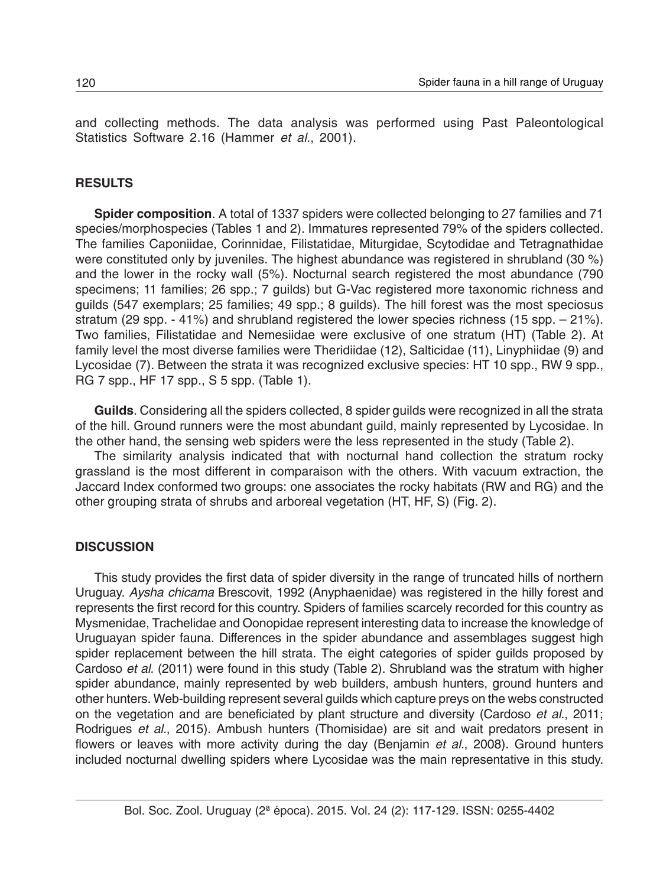and collecting methods. The data analysis was performed using Past Paleontological Statistics Software 2.16 (Hammer *et al*., 2001).

## RESULTS

**Spider composition**. A total of 1337 spiders were collected belonging to 27 families and 71 species/morphospecies (Tables 1 and 2). Immatures represented 79% of the spiders collected. The families Caponiidae, Corinnidae, Filistatidae, Miturgidae, Scytodidae and Tetragnathidae were constituted only by juveniles. The highest abundance was registered in shrubland (30 %) and the lower in the rocky wall (5%). Nocturnal search registered the most abundance (790 specimens; 11 families; 26 spp.; 7 guilds) but G-Vac registered more taxonomic richness and guilds (547 exemplars; 25 families; 49 spp.; 8 guilds). The hill forest was the most speciosus stratum (29 spp. - 41%) and shrubland registered the lower species richness (15 spp. – 21%). Two families, Filistatidae and Nemesiidae were exclusive of one stratum (HT) (Table 2). At family level the most diverse families were Theridiidae (12), Salticidae (11), Linyphiidae (9) and Lycosidae (7). Between the strata it was recognized exclusive species: HT 10 spp., RW 9 spp., RG 7 spp., HF 17 spp., S 5 spp. (Table 1).

**Guilds**. Considering all the spiders collected, 8 spider guilds were recognized in all the strata of the hill. Ground runners were the most abundant guild, mainly represented by Lycosidae. In the other hand, the sensing web spiders were the less represented in the study (Table 2).

The similarity analysis indicated that with nocturnal hand collection the stratum rocky grassland is the most different in comparaison with the others. With vacuum extraction, the Jaccard Index conformed two groups: one associates the rocky habitats (RW and RG) and the other grouping strata of shrubs and arboreal vegetation (HT, HF, S) (Fig. 2).

## DISCUSSION

This study provides the first data of spider diversity in the range of truncated hills of northern Uruguay. *Aysha chicama* Brescovit, 1992 (Anyphaenidae) was registered in the hilly forest and represents the first record for this country. Spiders of families scarcely recorded for this country as Mysmenidae, Trachelidae and Oonopidae represent interesting data to increase the knowledge of Uruguayan spider fauna. Differences in the spider abundance and assemblages suggest high spider replacement between the hill strata. The eight categories of spider guilds proposed by Cardoso *et al*. (2011) were found in this study (Table 2). Shrubland was the stratum with higher spider abundance, mainly represented by web builders, ambush hunters, ground hunters and other hunters. Web-building represent several guilds which capture preys on the webs constructed on the vegetation and are beneficiated by plant structure and diversity (Cardoso *et al*., 2011; Rodrigues *et al*., 2015). Ambush hunters (Thomisidae) are sit and wait predators present in flowers or leaves with more activity during the day (Benjamin *et al*., 2008). Ground hunters included nocturnal dwelling spiders where Lycosidae was the main representative in this study.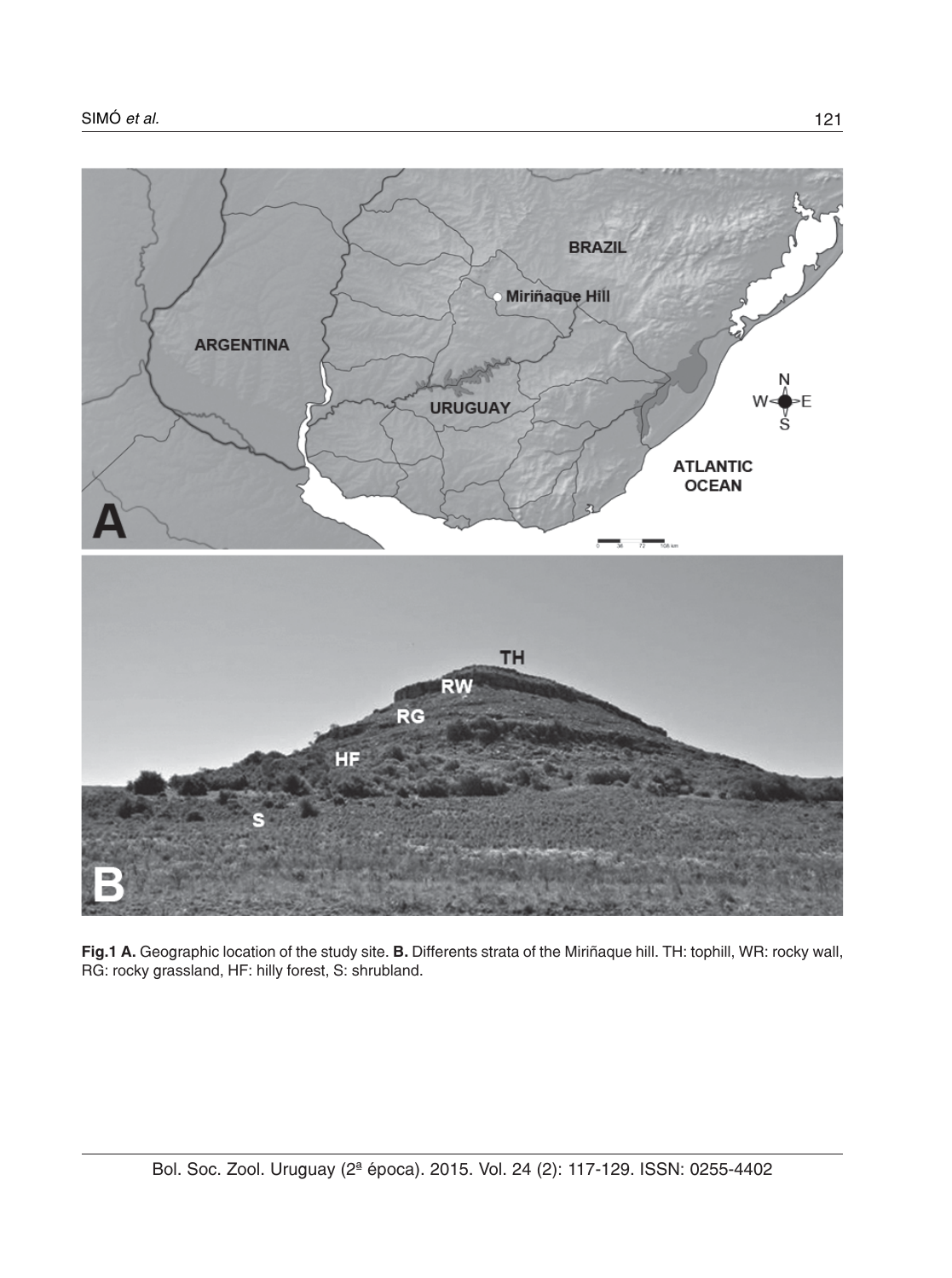**Fig.1 A.** Geographic location of the study site. **B.** Differents strata of the Miriñaque hill. TH: tophill, WR: rocky wall, RG: rocky grassland, HF: hilly forest, S: shrubland.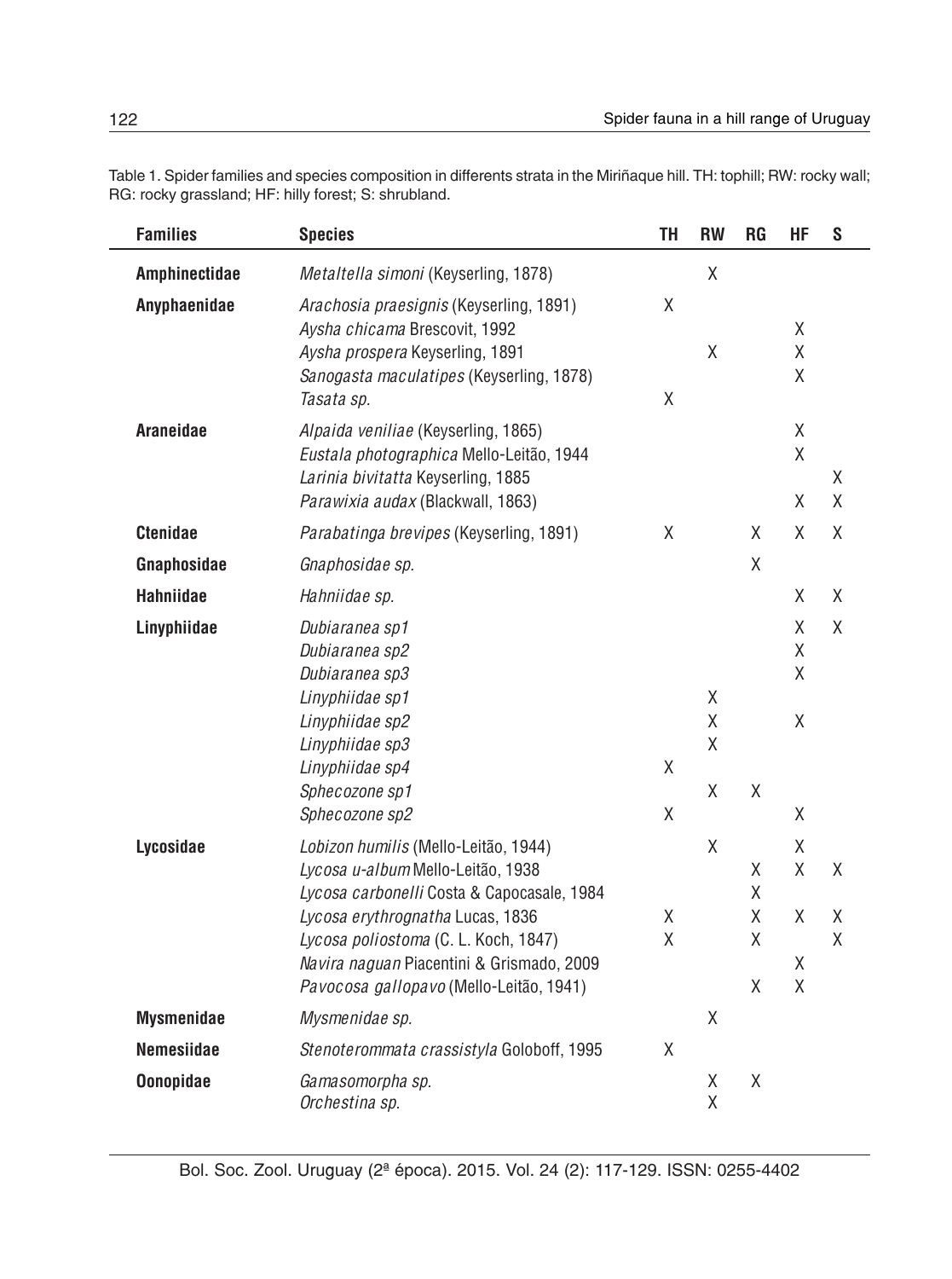Table 1. Spider families and species composition in differents strata in the Miriñaque hill. TH: tophill; RW: rocky wall; RG: rocky grassland; HF: hilly forest; S: shrubland.

| Families | Species | TH | RW | RG | HF | S |
|---|---|---|---|---|---|---|
| **Amphinectidae** | *Metaltella simoni* (Keyserling, 1878) | | X | | | |
| **Anyphaenidae** | *Arachosia praesignis* (Keyserling, 1891) | X | | | | |
| | *Aysha chicama* Brescovit, 1992 | | | | X | |
| | *Aysha prospera* Keyserling, 1891 | | X | | X | |
| | *Sanogasta maculatipes* (Keyserling, 1878) | | | | X | |
| | *Tasata sp.* | X | | | | |
| **Araneidae** | *Alpaida veniliae* (Keyserling, 1865) | | | | X | |
| | *Eustala photographica* Mello-Leitão, 1944 | | | | X | |
| | *Larinia bivitatta* Keyserling, 1885 | | | | | X |
| | *Parawixia audax* (Blackwall, 1863) | | | | X | X |
| **Ctenidae** | *Parabatinga brevipes* (Keyserling, 1891) | X | | X | X | X |
| **Gnaphosidae** | *Gnaphosidae sp.* | | | X | | |
| **Hahniidae** | *Hahniidae sp.* | | | | X | X |
| **Linyphiidae** | *Dubiaranea sp1* | | | | X | X |
| | *Dubiaranea sp2* | | | | X | |
| | *Dubiaranea sp3* | | | | X | |
| | *Linyphiidae sp1* | | X | | | |
| | *Linyphiidae sp2* | | X | | X | |
| | *Linyphiidae sp3* | | X | | | |
| | *Linyphiidae sp4* | X | | | | |
| | *Sphecozone sp1* | | X | X | | |
| | *Sphecozone sp2* | X | | | X | |
| **Lycosidae** | *Lobizon humilis* (Mello-Leitão, 1944) | | X | | X | |
| | *Lycosa u-album* Mello-Leitão, 1938 | | | X | X | X |
| | *Lycosa carbonelli* Costa & Capocasale, 1984 | | | X | | |
| | *Lycosa erythrognatha* Lucas, 1836 | X | | X | X | X |
| | *Lycosa poliostoma* (C. L. Koch, 1847) | X | | X | | X |
| | *Navira naguan* Piacentini & Grismado, 2009 | | | | X | |
| | *Pavocosa gallopavo* (Mello-Leitão, 1941) | | | X | X | |
| **Mysmenidae** | *Mysmenidae sp.* | | X | | | |
| **Nemesiidae** | *Stenoterommata crassistyla* Goloboff, 1995 | X | | | | |
| **Oonopidae** | *Gamasomorpha sp.* | | X | X | | |
| | *Orchestina sp.* | | X | | | |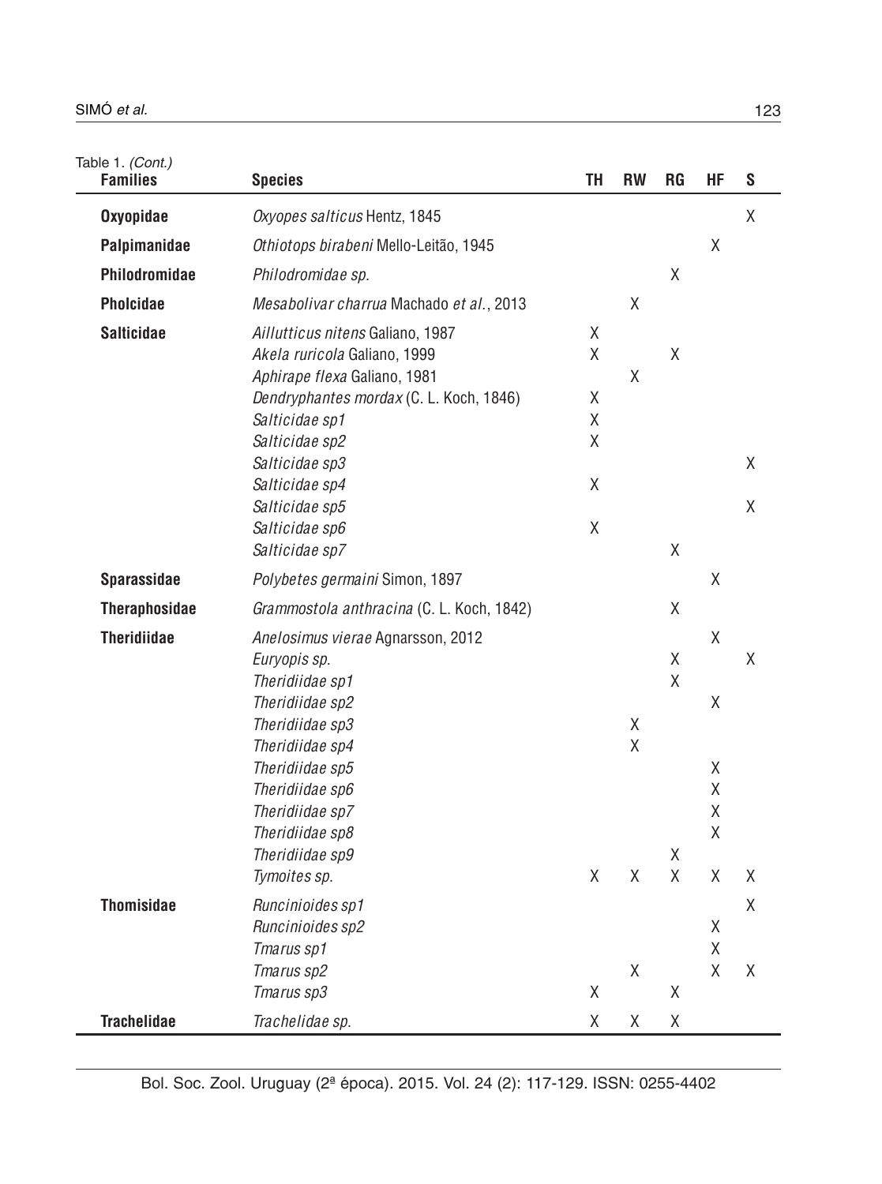Table 1. *(Cont.)*

| Families | Species | TH | RW | RG | HF | S |
|---|---|---|---|---|---|---|
| **Oxyopidae** | *Oxyopes salticus* Hentz, 1845 | | | | | X |
| **Palpimanidae** | *Othiotops birabeni* Mello-Leitão, 1945 | | | | X | |
| **Philodromidae** | *Philodromidae sp.* | | | X | | |
| **Pholcidae** | *Mesabolivar charrua* Machado *et al.*, 2013 | | X | | | |
| **Salticidae** | *Aillutticus nitens* Galiano, 1987 | X | | | | |
| | *Akela ruricola* Galiano, 1999 | X | | X | | |
| | *Aphirape flexa* Galiano, 1981 | | X | | | |
| | *Dendryphantes mordax* (C. L. Koch, 1846) | X | | | | |
| | *Salticidae sp1* | X | | | | |
| | *Salticidae sp2* | X | | | | |
| | *Salticidae sp3* | | | | | X |
| | *Salticidae sp4* | X | | | | |
| | *Salticidae sp5* | | | | | X |
| | *Salticidae sp6* | X | | | | |
| | *Salticidae sp7* | | | X | | |
| **Sparassidae** | *Polybetes germaini* Simon, 1897 | | | | X | |
| **Theraphosidae** | *Grammostola anthracina* (C. L. Koch, 1842) | | | X | | |
| **Theridiidae** | *Anelosimus vierae* Agnarsson, 2012 | | | | X | |
| | *Euryopis sp.* | | | X | | X |
| | *Theridiidae sp1* | | | X | | |
| | *Theridiidae sp2* | | | | X | |
| | *Theridiidae sp3* | | X | | | |
| | *Theridiidae sp4* | | X | | | |
| | *Theridiidae sp5* | | | | X | |
| | *Theridiidae sp6* | | | | X | |
| | *Theridiidae sp7* | | | | X | |
| | *Theridiidae sp8* | | | | X | |
| | *Theridiidae sp9* | | | X | | |
| | *Tymoites sp.* | X | X | X | X | X |
| **Thomisidae** | *Runcinioides sp1* | | | | | X |
| | *Runcinioides sp2* | | | | X | |
| | *Tmarus sp1* | | | | X | |
| | *Tmarus sp2* | | X | | X | X |
| | *Tmarus sp3* | X | | X | | |
| **Trachelidae** | *Trachelidae sp.* | X | X | X | | |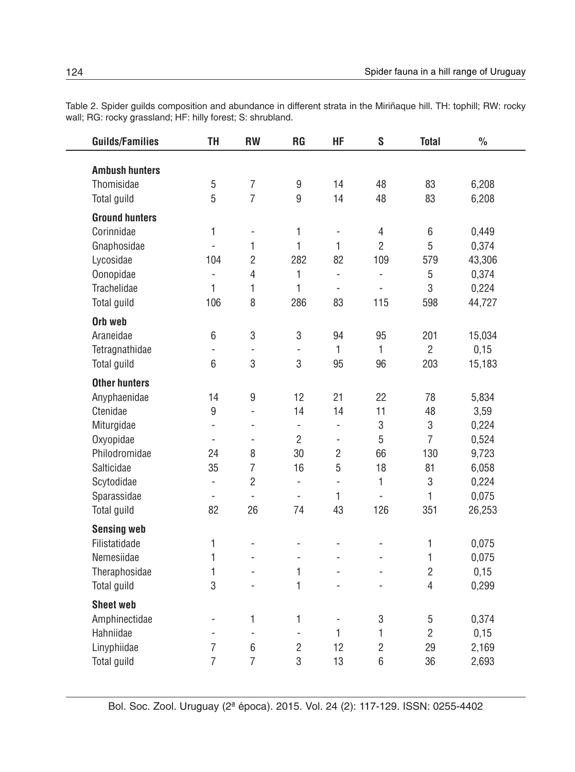Table 2. Spider guilds composition and abundance in different strata in the Miriñaque hill. TH: tophill; RW: rocky wall; RG: rocky grassland; HF: hilly forest; S: shrubland.

| Guilds/Families | TH | RW | RG | HF | S | Total | % |
|---|---|---|---|---|---|---|---|
| **Ambush hunters** | | | | | | | |
| Thomisidae | 5 | 7 | 9 | 14 | 48 | 83 | 6,208 |
| Total guild | 5 | 7 | 9 | 14 | 48 | 83 | 6,208 |
| **Ground hunters** | | | | | | | |
| Corinnidae | 1 | - | 1 | - | 4 | 6 | 0,449 |
| Gnaphosidae | - | 1 | 1 | 1 | 2 | 5 | 0,374 |
| Lycosidae | 104 | 2 | 282 | 82 | 109 | 579 | 43,306 |
| Oonopidae | - | 4 | 1 | - | - | 5 | 0,374 |
| Trachelidae | 1 | 1 | 1 | - | - | 3 | 0,224 |
| Total guild | 106 | 8 | 286 | 83 | 115 | 598 | 44,727 |
| **Orb web** | | | | | | | |
| Araneidae | 6 | 3 | 3 | 94 | 95 | 201 | 15,034 |
| Tetragnathidae | - | - | - | 1 | 1 | 2 | 0,15 |
| Total guild | 6 | 3 | 3 | 95 | 96 | 203 | 15,183 |
| **Other hunters** | | | | | | | |
| Anyphaenidae | 14 | 9 | 12 | 21 | 22 | 78 | 5,834 |
| Ctenidae | 9 | - | 14 | 14 | 11 | 48 | 3,59 |
| Miturgidae | - | - | - | - | 3 | 3 | 0,224 |
| Oxyopidae | - | - | 2 | - | 5 | 7 | 0,524 |
| Philodromidae | 24 | 8 | 30 | 2 | 66 | 130 | 9,723 |
| Salticidae | 35 | 7 | 16 | 5 | 18 | 81 | 6,058 |
| Scytodidae | - | 2 | - | - | 1 | 3 | 0,224 |
| Sparassidae | - | - | - | 1 | - | 1 | 0,075 |
| Total guild | 82 | 26 | 74 | 43 | 126 | 351 | 26,253 |
| **Sensing web** | | | | | | | |
| Filistatidade | 1 | - | - | - | - | 1 | 0,075 |
| Nemesiidae | 1 | - | - | - | - | 1 | 0,075 |
| Theraphosidae | 1 | - | 1 | - | - | 2 | 0,15 |
| Total guild | 3 | - | 1 | - | - | 4 | 0,299 |
| **Sheet web** | | | | | | | |
| Amphinectidae | - | 1 | 1 | - | 3 | 5 | 0,374 |
| Hahniidae | - | - | - | 1 | 1 | 2 | 0,15 |
| Linyphiidae | 7 | 6 | 2 | 12 | 2 | 29 | 2,169 |
| Total guild | 7 | 7 | 3 | 13 | 6 | 36 | 2,693 |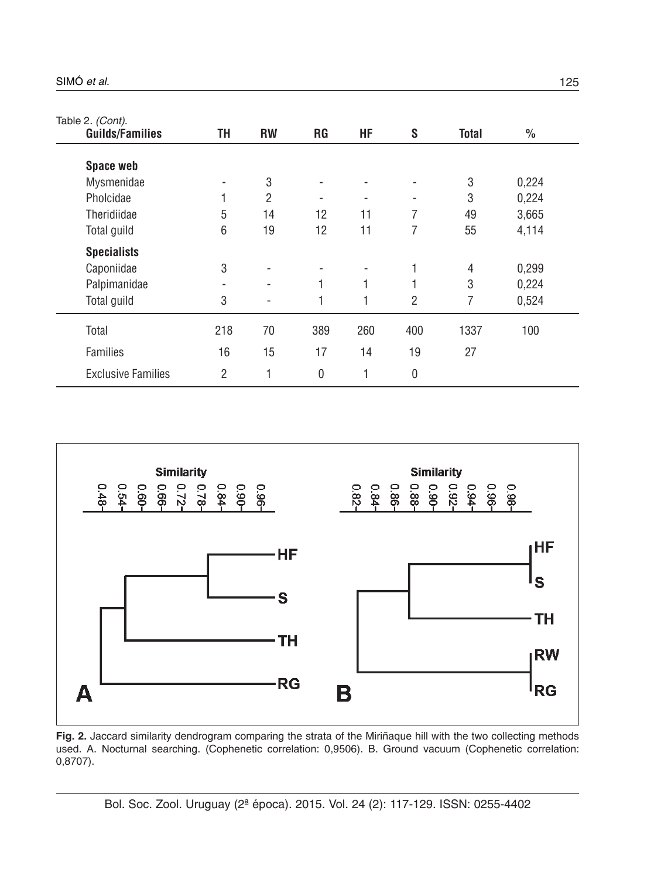Table 2. *(Cont).*

| Guilds/Families | TH | RW | RG | HF | S | Total | % |
|---|---|---|---|---|---|---|---|
| **Space web** | | | | | | | |
| Mysmenidae | - | 3 | - | - | - | 3 | 0,224 |
| Pholcidae | 1 | 2 | - | - | - | 3 | 0,224 |
| Theridiidae | 5 | 14 | 12 | 11 | 7 | 49 | 3,665 |
| Total guild | 6 | 19 | 12 | 11 | 7 | 55 | 4,114 |
| **Specialists** | | | | | | | |
| Caponiidae | 3 | - | - | - | 1 | 4 | 0,299 |
| Palpimanidae | - | - | 1 | 1 | 1 | 3 | 0,224 |
| Total guild | 3 | - | 1 | 1 | 2 | 7 | 0,524 |
| Total | 218 | 70 | 389 | 260 | 400 | 1337 | 100 |
| Families | 16 | 15 | 17 | 14 | 19 | 27 | |
| Exclusive Families | 2 | 1 | 0 | 1 | 0 | | |

**Fig. 2.** Jaccard similarity dendrogram comparing the strata of the Miriñaque hill with the two collecting methods used. A. Nocturnal searching. (Cophenetic correlation: 0,9506). B. Ground vacuum (Cophenetic correlation: 0,8707).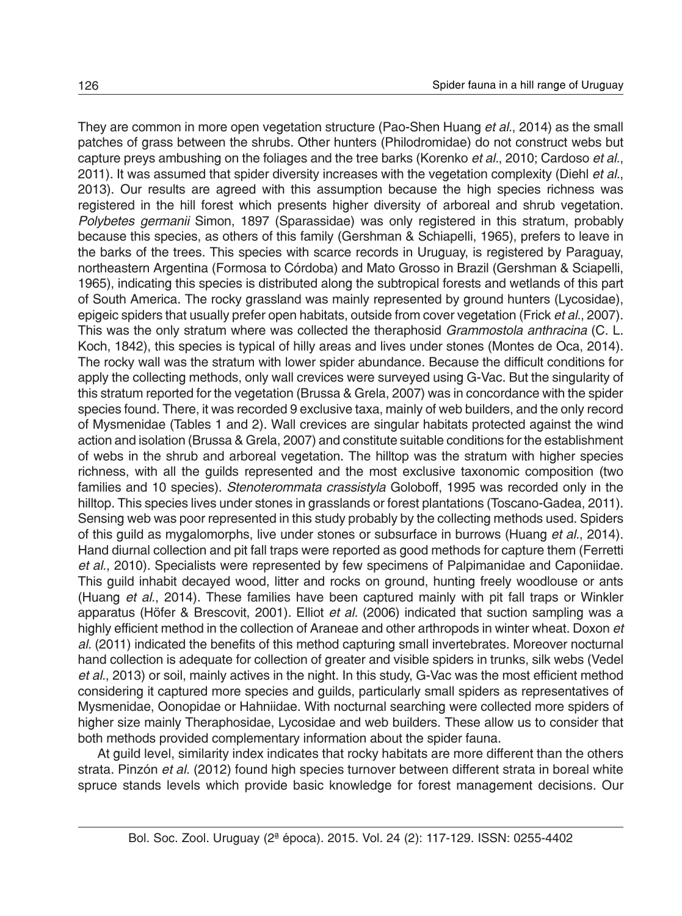They are common in more open vegetation structure (Pao-Shen Huang *et al*., 2014) as the small patches of grass between the shrubs. Other hunters (Philodromidae) do not construct webs but capture preys ambushing on the foliages and the tree barks (Korenko *et al*., 2010; Cardoso *et al*., 2011). It was assumed that spider diversity increases with the vegetation complexity (Diehl *et al*., 2013). Our results are agreed with this assumption because the high species richness was registered in the hill forest which presents higher diversity of arboreal and shrub vegetation. *Polybetes germanii* Simon, 1897 (Sparassidae) was only registered in this stratum, probably because this species, as others of this family (Gershman & Schiapelli, 1965), prefers to leave in the barks of the trees. This species with scarce records in Uruguay, is registered by Paraguay, northeastern Argentina (Formosa to Córdoba) and Mato Grosso in Brazil (Gershman & Sciapelli, 1965), indicating this species is distributed along the subtropical forests and wetlands of this part of South America. The rocky grassland was mainly represented by ground hunters (Lycosidae), epigeic spiders that usually prefer open habitats, outside from cover vegetation (Frick *et al*., 2007). This was the only stratum where was collected the theraphosid *Grammostola anthracina* (C. L. Koch, 1842), this species is typical of hilly areas and lives under stones (Montes de Oca, 2014). The rocky wall was the stratum with lower spider abundance. Because the difficult conditions for apply the collecting methods, only wall crevices were surveyed using G-Vac. But the singularity of this stratum reported for the vegetation (Brussa & Grela, 2007) was in concordance with the spider species found. There, it was recorded 9 exclusive taxa, mainly of web builders, and the only record of Mysmenidae (Tables 1 and 2). Wall crevices are singular habitats protected against the wind action and isolation (Brussa & Grela, 2007) and constitute suitable conditions for the establishment of webs in the shrub and arboreal vegetation. The hilltop was the stratum with higher species richness, with all the guilds represented and the most exclusive taxonomic composition (two families and 10 species). *Stenoterommata crassistyla* Goloboff, 1995 was recorded only in the hilltop. This species lives under stones in grasslands or forest plantations (Toscano-Gadea, 2011). Sensing web was poor represented in this study probably by the collecting methods used. Spiders of this guild as mygalomorphs, live under stones or subsurface in burrows (Huang *et al*., 2014). Hand diurnal collection and pit fall traps were reported as good methods for capture them (Ferretti *et al*., 2010). Specialists were represented by few specimens of Palpimanidae and Caponiidae. This guild inhabit decayed wood, litter and rocks on ground, hunting freely woodlouse or ants (Huang *et al*., 2014). These families have been captured mainly with pit fall traps or Winkler apparatus (Höfer & Brescovit, 2001). Elliot *et al.* (2006) indicated that suction sampling was a highly efficient method in the collection of Araneae and other arthropods in winter wheat. Doxon *et al.* (2011) indicated the benefits of this method capturing small invertebrates. Moreover nocturnal hand collection is adequate for collection of greater and visible spiders in trunks, silk webs (Vedel *et al*., 2013) or soil, mainly actives in the night. In this study, G-Vac was the most efficient method considering it captured more species and guilds, particularly small spiders as representatives of Mysmenidae, Oonopidae or Hahniidae. With nocturnal searching were collected more spiders of higher size mainly Theraphosidae, Lycosidae and web builders. These allow us to consider that both methods provided complementary information about the spider fauna.

At guild level, similarity index indicates that rocky habitats are more different than the others strata. Pinzón *et al.* (2012) found high species turnover between different strata in boreal white spruce stands levels which provide basic knowledge for forest management decisions. Our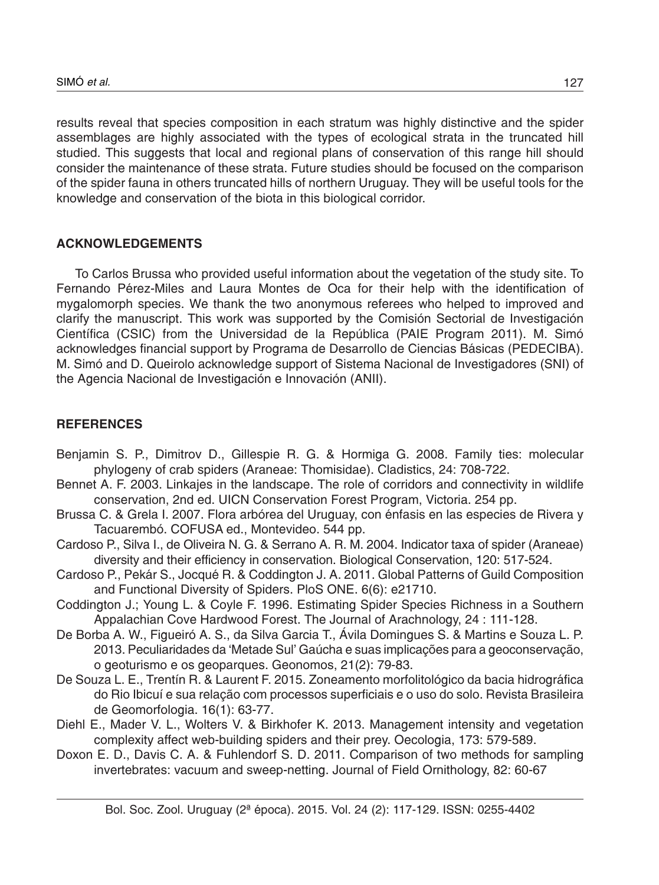results reveal that species composition in each stratum was highly distinctive and the spider assemblages are highly associated with the types of ecological strata in the truncated hill studied. This suggests that local and regional plans of conservation of this range hill should consider the maintenance of these strata. Future studies should be focused on the comparison of the spider fauna in others truncated hills of northern Uruguay. They will be useful tools for the knowledge and conservation of the biota in this biological corridor.

## ACKNOWLEDGEMENTS

To Carlos Brussa who provided useful information about the vegetation of the study site. To Fernando Pérez-Miles and Laura Montes de Oca for their help with the identification of mygalomorph species. We thank the two anonymous referees who helped to improved and clarify the manuscript. This work was supported by the Comisión Sectorial de Investigación Científica (CSIC) from the Universidad de la República (PAIE Program 2011). M. Simó acknowledges financial support by Programa de Desarrollo de Ciencias Básicas (PEDECIBA). M. Simó and D. Queirolo acknowledge support of Sistema Nacional de Investigadores (SNI) of the Agencia Nacional de Investigación e Innovación (ANII).

## REFERENCES

Benjamin S. P., Dimitrov D., Gillespie R. G. & Hormiga G. 2008. Family ties: molecular phylogeny of crab spiders (Araneae: Thomisidae). Cladistics, 24: 708-722.

Bennet A. F. 2003. Linkajes in the landscape. The role of corridors and connectivity in wildlife conservation, 2nd ed. UICN Conservation Forest Program, Victoria. 254 pp.

Brussa C. & Grela I. 2007. Flora arbórea del Uruguay, con énfasis en las especies de Rivera y Tacuarembó. COFUSA ed., Montevideo. 544 pp.

Cardoso P., Silva I., de Oliveira N. G. & Serrano A. R. M. 2004. Indicator taxa of spider (Araneae) diversity and their efficiency in conservation. Biological Conservation, 120: 517-524.

Cardoso P., Pekár S., Jocqué R. & Coddington J. A. 2011. Global Patterns of Guild Composition and Functional Diversity of Spiders. PloS ONE. 6(6): e21710.

Coddington J.; Young L. & Coyle F. 1996. Estimating Spider Species Richness in a Southern Appalachian Cove Hardwood Forest. The Journal of Arachnology, 24 : 111-128.

De Borba A. W., Figueiró A. S., da Silva Garcia T., Ávila Domingues S. & Martins e Souza L. P. 2013. Peculiaridades da 'Metade Sul' Gaúcha e suas implicações para a geoconservação, o geoturismo e os geoparques. Geonomos, 21(2): 79-83.

De Souza L. E., Trentín R. & Laurent F. 2015. Zoneamento morfolitológico da bacia hidrográfica do Rio Ibicuí e sua relação com processos superficiais e o uso do solo. Revista Brasileira de Geomorfologia. 16(1): 63-77.

Diehl E., Mader V. L., Wolters V. & Birkhofer K. 2013. Management intensity and vegetation complexity affect web-building spiders and their prey. Oecologia, 173: 579-589.

Doxon E. D., Davis C. A. & Fuhlendorf S. D. 2011. Comparison of two methods for sampling invertebrates: vacuum and sweep-netting. Journal of Field Ornithology, 82: 60-67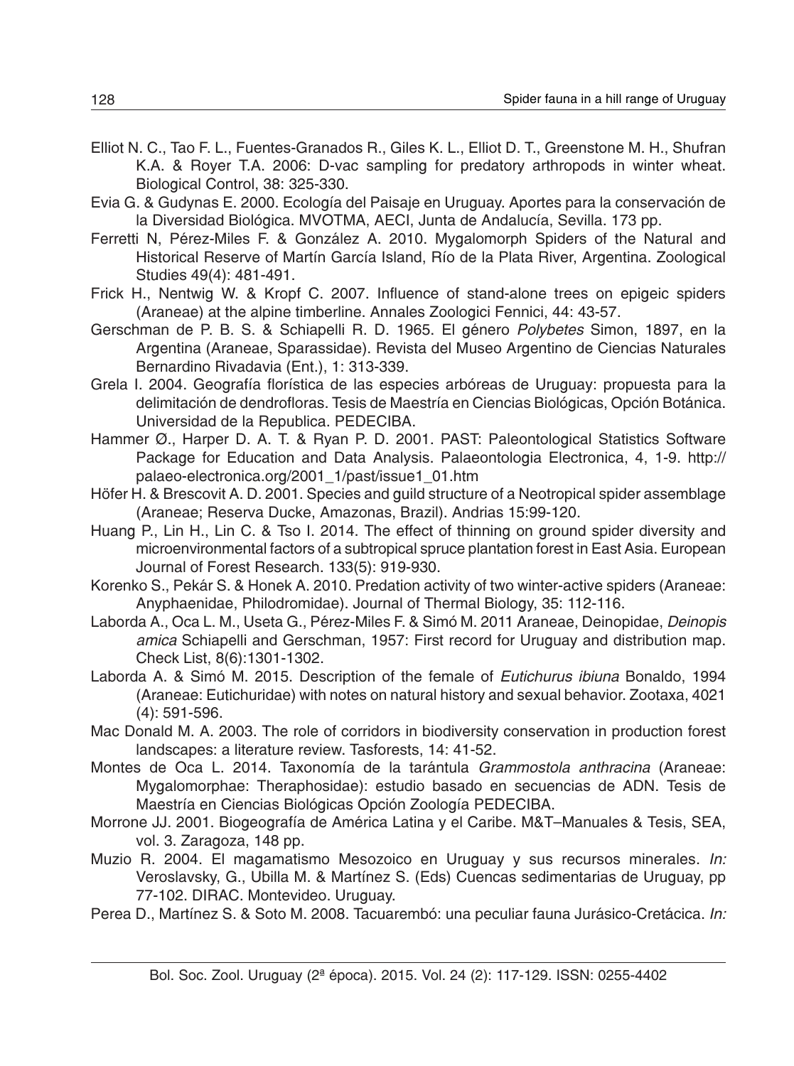Elliot N. C., Tao F. L., Fuentes-Granados R., Giles K. L., Elliot D. T., Greenstone M. H., Shufran K.A. & Royer T.A. 2006: D-vac sampling for predatory arthropods in winter wheat. Biological Control, 38: 325-330.

Evia G. & Gudynas E. 2000. Ecología del Paisaje en Uruguay. Aportes para la conservación de la Diversidad Biológica. MVOTMA, AECI, Junta de Andalucía, Sevilla. 173 pp.

Ferretti N, Pérez-Miles F. & González A. 2010. Mygalomorph Spiders of the Natural and Historical Reserve of Martín García Island, Río de la Plata River, Argentina. Zoological Studies 49(4): 481-491.

Frick H., Nentwig W. & Kropf C. 2007. Influence of stand-alone trees on epigeic spiders (Araneae) at the alpine timberline. Annales Zoologici Fennici, 44: 43-57.

Gerschman de P. B. S. & Schiapelli R. D. 1965. El género *Polybetes* Simon, 1897, en la Argentina (Araneae, Sparassidae). Revista del Museo Argentino de Ciencias Naturales Bernardino Rivadavia (Ent.), 1: 313-339.

Grela I. 2004. Geografía florística de las especies arbóreas de Uruguay: propuesta para la delimitación de dendrofloras. Tesis de Maestría en Ciencias Biológicas, Opción Botánica. Universidad de la Republica. PEDECIBA.

Hammer Ø., Harper D. A. T. & Ryan P. D. 2001. PAST: Paleontological Statistics Software Package for Education and Data Analysis. Palaeontologia Electronica, 4, 1-9. http://palaeo-electronica.org/2001_1/past/issue1_01.htm

Höfer H. & Brescovit A. D. 2001. Species and guild structure of a Neotropical spider assemblage (Araneae; Reserva Ducke, Amazonas, Brazil). Andrias 15:99-120.

Huang P., Lin H., Lin C. & Tso I. 2014. The effect of thinning on ground spider diversity and microenvironmental factors of a subtropical spruce plantation forest in East Asia. European Journal of Forest Research. 133(5): 919-930.

Korenko S., Pekár S. & Honek A. 2010. Predation activity of two winter-active spiders (Araneae: Anyphaenidae, Philodromidae). Journal of Thermal Biology, 35: 112-116.

Laborda A., Oca L. M., Useta G., Pérez-Miles F. & Simó M. 2011 Araneae, Deinopidae, *Deinopis amica* Schiapelli and Gerschman, 1957: First record for Uruguay and distribution map. Check List, 8(6):1301-1302.

Laborda A. & Simó M. 2015. Description of the female of *Eutichurus ibiuna* Bonaldo, 1994 (Araneae: Eutichuridae) with notes on natural history and sexual behavior. Zootaxa, 4021 (4): 591-596.

Mac Donald M. A. 2003. The role of corridors in biodiversity conservation in production forest landscapes: a literature review. Tasforests, 14: 41-52.

Montes de Oca L. 2014. Taxonomía de la tarántula *Grammostola anthracina* (Araneae: Mygalomorphae: Theraphosidae): estudio basado en secuencias de ADN. Tesis de Maestría en Ciencias Biológicas Opción Zoología PEDECIBA.

Morrone JJ. 2001. Biogeografía de América Latina y el Caribe. M&T–Manuales & Tesis, SEA, vol. 3. Zaragoza, 148 pp.

Muzio R. 2004. El magamatismo Mesozoico en Uruguay y sus recursos minerales. *In:* Veroslavsky, G., Ubilla M. & Martínez S. (Eds) Cuencas sedimentarias de Uruguay, pp 77-102. DIRAC. Montevideo. Uruguay.

Perea D., Martínez S. & Soto M. 2008. Tacuarembó: una peculiar fauna Jurásico-Cretácica. *In:*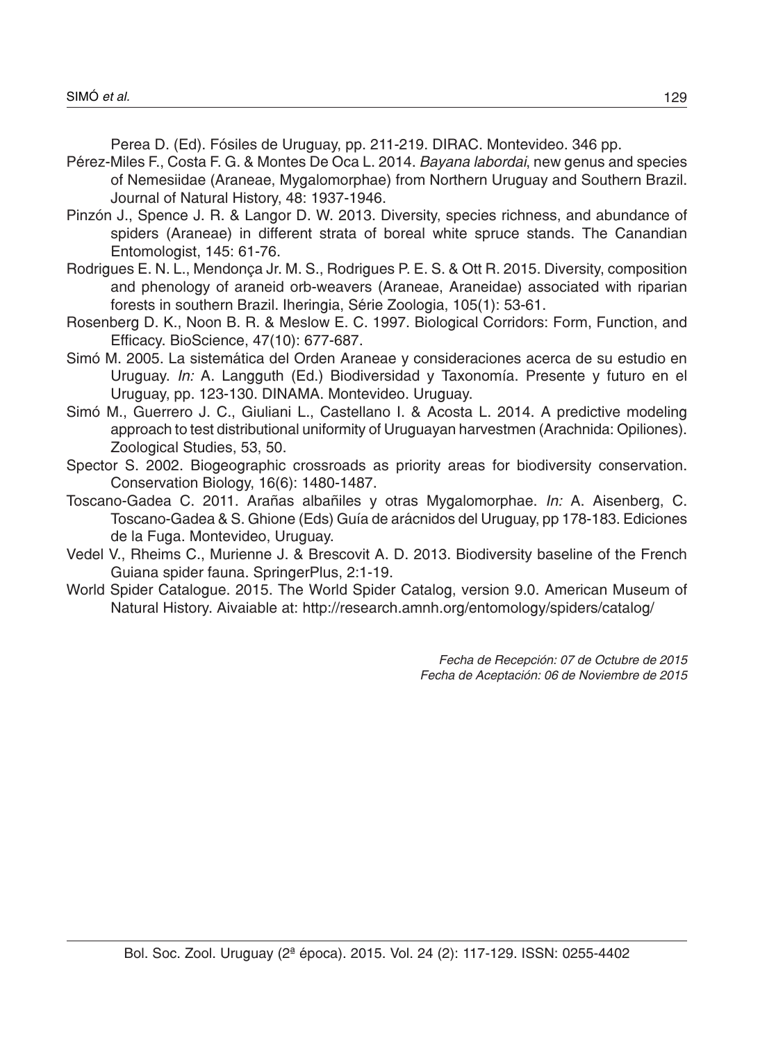Perea D. (Ed). Fósiles de Uruguay, pp. 211-219. DIRAC. Montevideo. 346 pp.

Pérez-Miles F., Costa F. G. & Montes De Oca L. 2014. *Bayana labordai*, new genus and species of Nemesiidae (Araneae, Mygalomorphae) from Northern Uruguay and Southern Brazil. Journal of Natural History, 48: 1937-1946.

Pinzón J., Spence J. R. & Langor D. W. 2013. Diversity, species richness, and abundance of spiders (Araneae) in different strata of boreal white spruce stands. The Canandian Entomologist, 145: 61-76.

Rodrigues E. N. L., Mendonça Jr. M. S., Rodrigues P. E. S. & Ott R. 2015. Diversity, composition and phenology of araneid orb-weavers (Araneae, Araneidae) associated with riparian forests in southern Brazil. Iheringia, Série Zoologia, 105(1): 53-61.

Rosenberg D. K., Noon B. R. & Meslow E. C. 1997. Biological Corridors: Form, Function, and Efficacy. BioScience, 47(10): 677-687.

Simó M. 2005. La sistemática del Orden Araneae y consideraciones acerca de su estudio en Uruguay. *In:* A. Langguth (Ed.) Biodiversidad y Taxonomía. Presente y futuro en el Uruguay, pp. 123-130. DINAMA. Montevideo. Uruguay.

Simó M., Guerrero J. C., Giuliani L., Castellano I. & Acosta L. 2014. A predictive modeling approach to test distributional uniformity of Uruguayan harvestmen (Arachnida: Opiliones). Zoological Studies, 53, 50.

Spector S. 2002. Biogeographic crossroads as priority areas for biodiversity conservation. Conservation Biology, 16(6): 1480-1487.

Toscano-Gadea C. 2011. Arañas albañiles y otras Mygalomorphae. *In:* A. Aisenberg, C. Toscano-Gadea & S. Ghione (Eds) Guía de arácnidos del Uruguay, pp 178-183. Ediciones de la Fuga. Montevideo, Uruguay.

Vedel V., Rheims C., Murienne J. & Brescovit A. D. 2013. Biodiversity baseline of the French Guiana spider fauna. SpringerPlus, 2:1-19.

World Spider Catalogue. 2015. The World Spider Catalog, version 9.0. American Museum of Natural History. Aivaiable at: http://research.amnh.org/entomology/spiders/catalog/

*Fecha de Recepción: 07 de Octubre de 2015*
*Fecha de Aceptación: 06 de Noviembre de 2015*